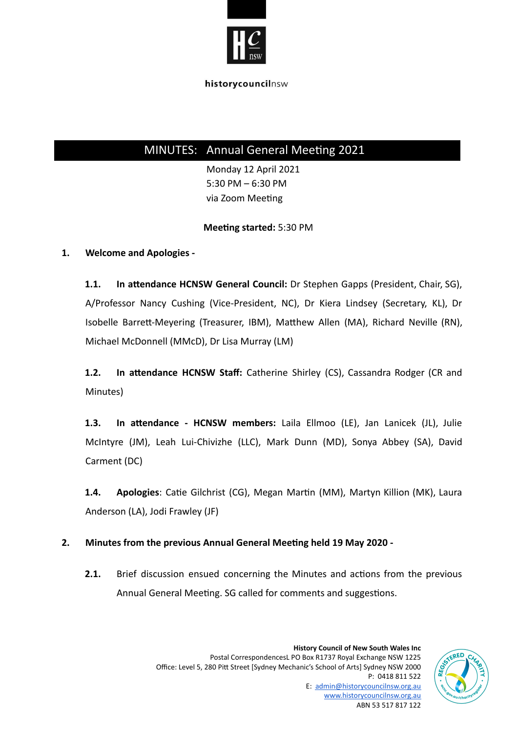historycouncilnsw

# MINUTES: Annual General Meeting 2021

Monday 12 April 2021
5:30 PM – 6:30 PM
via Zoom Meeting

**Meeting started:** 5:30 PM

## 1. Welcome and Apologies -

**1.1. In attendance HCNSW General Council:** Dr Stephen Gapps (President, Chair, SG), A/Professor Nancy Cushing (Vice-President, NC), Dr Kiera Lindsey (Secretary, KL), Dr Isobelle Barrett-Meyering (Treasurer, IBM), Matthew Allen (MA), Richard Neville (RN), Michael McDonnell (MMcD), Dr Lisa Murray (LM)

**1.2. In attendance HCNSW Staff:** Catherine Shirley (CS), Cassandra Rodger (CR and Minutes)

**1.3. In attendance - HCNSW members:** Laila Ellmoo (LE), Jan Lanicek (JL), Julie McIntyre (JM), Leah Lui-Chivizhe (LLC), Mark Dunn (MD), Sonya Abbey (SA), David Carment (DC)

**1.4. Apologies**: Catie Gilchrist (CG), Megan Martin (MM), Martyn Killion (MK), Laura Anderson (LA), Jodi Frawley (JF)

## 2. Minutes from the previous Annual General Meeting held 19 May 2020 -

**2.1.** Brief discussion ensued concerning the Minutes and actions from the previous Annual General Meeting. SG called for comments and suggestions.

**History Council of New South Wales Inc**
Postal CorrespondencesL PO Box R1737 Royal Exchange NSW 1225
Office: Level 5, 280 Pitt Street [Sydney Mechanic's School of Arts] Sydney NSW 2000
P: 0418 811 522
E: admin@historycouncilnsw.org.au
www.historycouncilnsw.org.au
ABN 53 517 817 122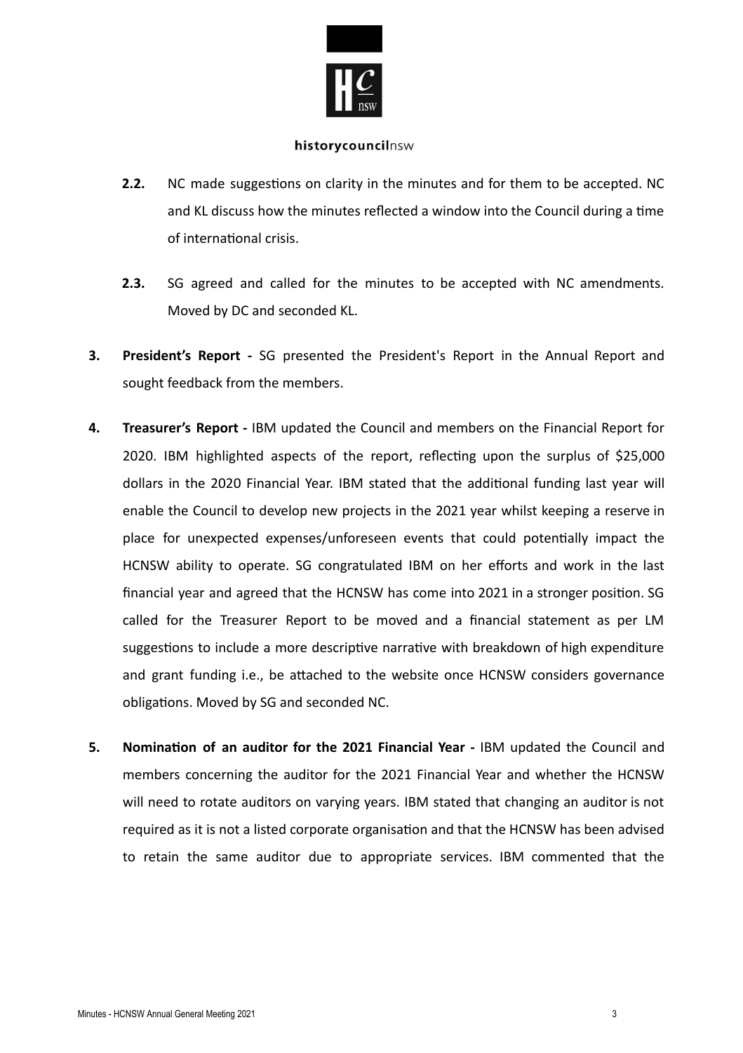**2.2.** NC made suggestions on clarity in the minutes and for them to be accepted. NC and KL discuss how the minutes reflected a window into the Council during a time of international crisis.

**2.3.** SG agreed and called for the minutes to be accepted with NC amendments. Moved by DC and seconded KL.

3. **President's Report -** SG presented the President's Report in the Annual Report and sought feedback from the members.

4. **Treasurer's Report -** IBM updated the Council and members on the Financial Report for 2020. IBM highlighted aspects of the report, reflecting upon the surplus of $25,000 dollars in the 2020 Financial Year. IBM stated that the additional funding last year will enable the Council to develop new projects in the 2021 year whilst keeping a reserve in place for unexpected expenses/unforeseen events that could potentially impact the HCNSW ability to operate. SG congratulated IBM on her efforts and work in the last financial year and agreed that the HCNSW has come into 2021 in a stronger position. SG called for the Treasurer Report to be moved and a financial statement as per LM suggestions to include a more descriptive narrative with breakdown of high expenditure and grant funding i.e., be attached to the website once HCNSW considers governance obligations. Moved by SG and seconded NC.

5. **Nomination of an auditor for the 2021 Financial Year -** IBM updated the Council and members concerning the auditor for the 2021 Financial Year and whether the HCNSW will need to rotate auditors on varying years. IBM stated that changing an auditor is not required as it is not a listed corporate organisation and that the HCNSW has been advised to retain the same auditor due to appropriate services. IBM commented that the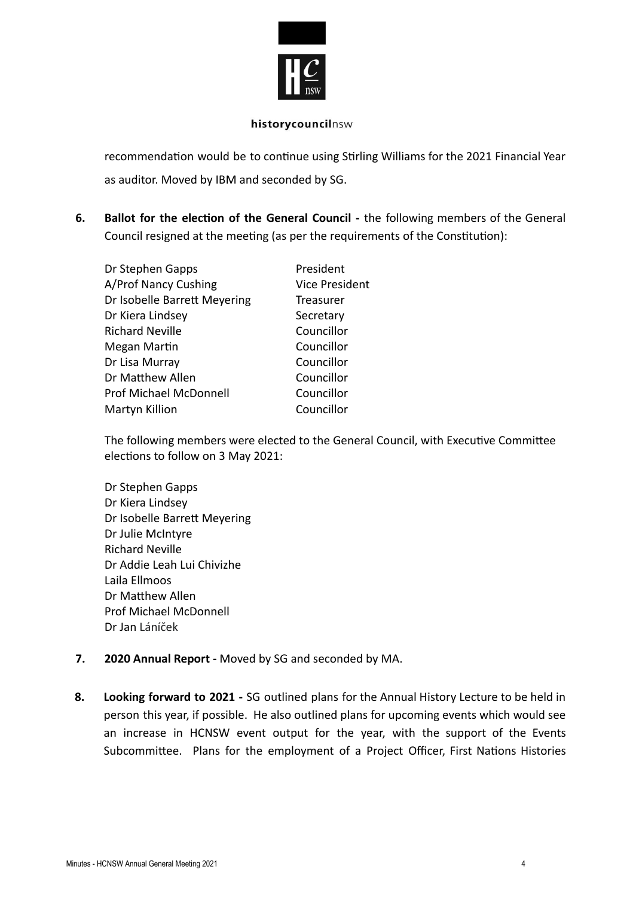recommendation would be to continue using Stirling Williams for the 2021 Financial Year as auditor. Moved by IBM and seconded by SG.

6. **Ballot for the election of the General Council -** the following members of the General Council resigned at the meeting (as per the requirements of the Constitution):

| | |
|---|---|
| Dr Stephen Gapps | President |
| A/Prof Nancy Cushing | Vice President |
| Dr Isobelle Barrett Meyering | Treasurer |
| Dr Kiera Lindsey | Secretary |
| Richard Neville | Councillor |
| Megan Martin | Councillor |
| Dr Lisa Murray | Councillor |
| Dr Matthew Allen | Councillor |
| Prof Michael McDonnell | Councillor |
| Martyn Killion | Councillor |

The following members were elected to the General Council, with Executive Committee elections to follow on 3 May 2021:

Dr Stephen Gapps
Dr Kiera Lindsey
Dr Isobelle Barrett Meyering
Dr Julie McIntyre
Richard Neville
Dr Addie Leah Lui Chivizhe
Laila Ellmoos
Dr Matthew Allen
Prof Michael McDonnell
Dr Jan Láníček

7. **2020 Annual Report -** Moved by SG and seconded by MA.

8. **Looking forward to 2021 -** SG outlined plans for the Annual History Lecture to be held in person this year, if possible. He also outlined plans for upcoming events which would see an increase in HCNSW event output for the year, with the support of the Events Subcommittee. Plans for the employment of a Project Officer, First Nations Histories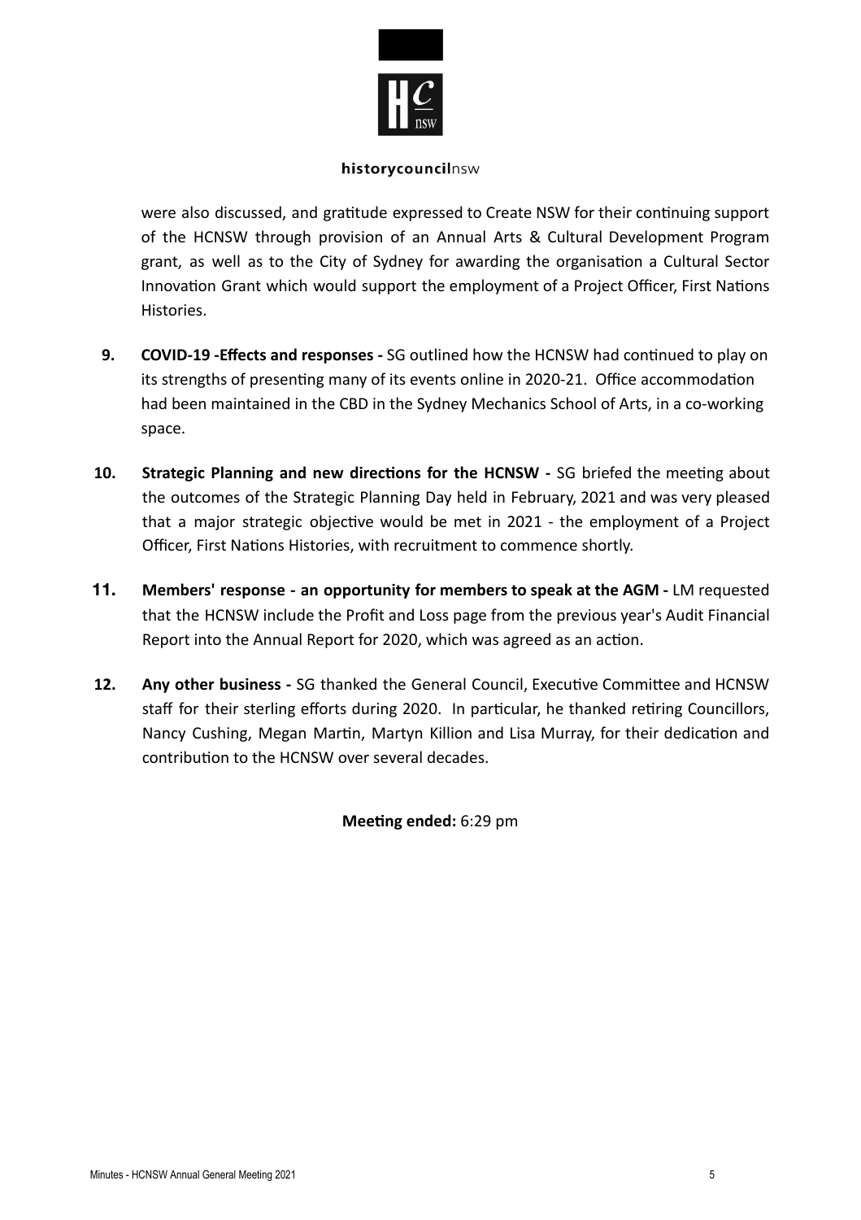were also discussed, and gratitude expressed to Create NSW for their continuing support of the HCNSW through provision of an Annual Arts & Cultural Development Program grant, as well as to the City of Sydney for awarding the organisation a Cultural Sector Innovation Grant which would support the employment of a Project Officer, First Nations Histories.

9. **COVID-19 -Effects and responses -** SG outlined how the HCNSW had continued to play on its strengths of presenting many of its events online in 2020-21. Office accommodation had been maintained in the CBD in the Sydney Mechanics School of Arts, in a co-working space.

10. **Strategic Planning and new directions for the HCNSW -** SG briefed the meeting about the outcomes of the Strategic Planning Day held in February, 2021 and was very pleased that a major strategic objective would be met in 2021 - the employment of a Project Officer, First Nations Histories, with recruitment to commence shortly.

11. **Members' response - an opportunity for members to speak at the AGM -** LM requested that the HCNSW include the Profit and Loss page from the previous year's Audit Financial Report into the Annual Report for 2020, which was agreed as an action.

12. **Any other business -** SG thanked the General Council, Executive Committee and HCNSW staff for their sterling efforts during 2020. In particular, he thanked retiring Councillors, Nancy Cushing, Megan Martin, Martyn Killion and Lisa Murray, for their dedication and contribution to the HCNSW over several decades.

**Meeting ended:** 6:29 pm